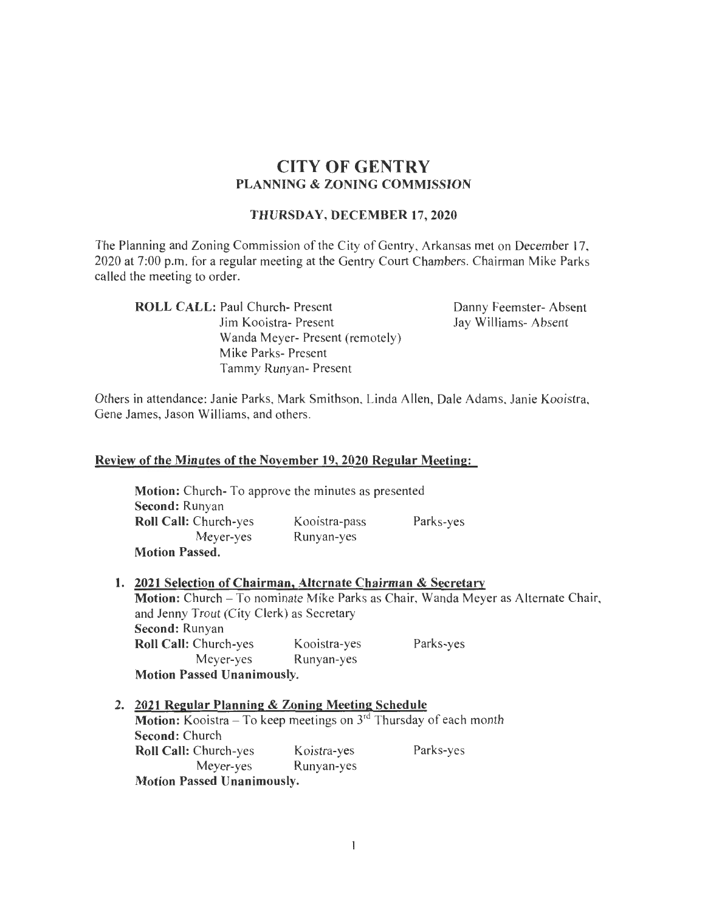# CITY OF GENTRY
## PLANNING & ZONING COMMISSION

### THURSDAY, DECEMBER 17, 2020

The Planning and Zoning Commission of the City of Gentry, Arkansas met on December 17, 2020 at 7:00 p.m. for a regular meeting at the Gentry Court Chambers. Chairman Mike Parks called the meeting to order.

**ROLL CALL:** Paul Church- Present
Jim Kooistra- Present
Wanda Meyer- Present (remotely)
Mike Parks- Present
Tammy Runyan- Present
Danny Feemster- Absent
Jay Williams- Absent

Others in attendance: Janie Parks, Mark Smithson, Linda Allen, Dale Adams, Janie Kooistra, Gene James, Jason Williams, and others.

**Review of the Minutes of the November 19, 2020 Regular Meeting:**

**Motion:** Church- To approve the minutes as presented
**Second:** Runyan
**Roll Call:** Church-yes Kooistra-pass Parks-yes
Meyer-yes Runyan-yes
**Motion Passed.**

1. **2021 Selection of Chairman, Alternate Chairman & Secretary**
   **Motion:** Church – To nominate Mike Parks as Chair, Wanda Meyer as Alternate Chair, and Jenny Trout (City Clerk) as Secretary
   **Second:** Runyan
   **Roll Call:** Church-yes Kooistra-yes Parks-yes
   Meyer-yes Runyan-yes
   **Motion Passed Unanimously.**

2. **2021 Regular Planning & Zoning Meeting Schedule**
   **Motion:** Kooistra – To keep meetings on 3rd Thursday of each month
   **Second:** Church
   **Roll Call:** Church-yes Koistra-yes Parks-yes
   Meyer-yes Runyan-yes
   **Motion Passed Unanimously.**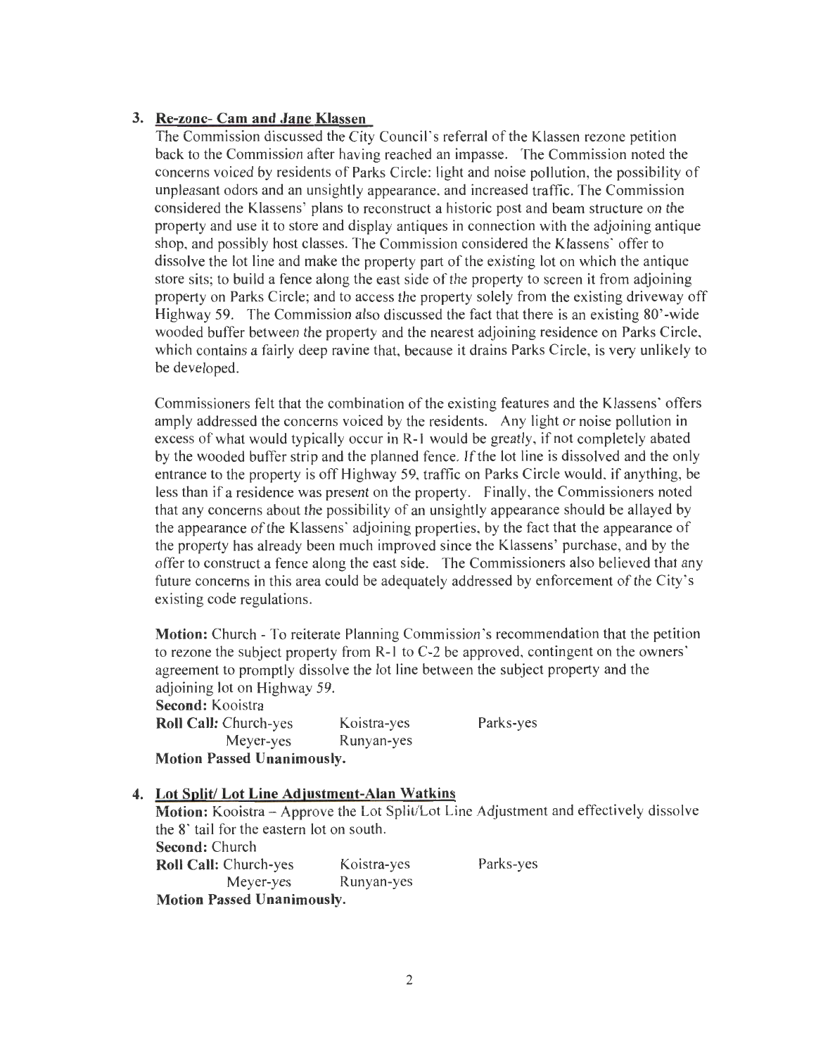3. **Re-zone- Cam and Jane Klassen**

   The Commission discussed the City Council's referral of the Klassen rezone petition back to the Commission after having reached an impasse. The Commission noted the concerns voiced by residents of Parks Circle: light and noise pollution, the possibility of unpleasant odors and an unsightly appearance, and increased traffic. The Commission considered the Klassens' plans to reconstruct a historic post and beam structure on the property and use it to store and display antiques in connection with the adjoining antique shop, and possibly host classes. The Commission considered the Klassens' offer to dissolve the lot line and make the property part of the existing lot on which the antique store sits; to build a fence along the east side of the property to screen it from adjoining property on Parks Circle; and to access the property solely from the existing driveway off Highway 59. The Commission also discussed the fact that there is an existing 80'-wide wooded buffer between the property and the nearest adjoining residence on Parks Circle, which contains a fairly deep ravine that, because it drains Parks Circle, is very unlikely to be developed.

   Commissioners felt that the combination of the existing features and the Klassens' offers amply addressed the concerns voiced by the residents. Any light or noise pollution in excess of what would typically occur in R-1 would be greatly, if not completely abated by the wooded buffer strip and the planned fence. If the lot line is dissolved and the only entrance to the property is off Highway 59, traffic on Parks Circle would, if anything, be less than if a residence was present on the property. Finally, the Commissioners noted that any concerns about the possibility of an unsightly appearance should be allayed by the appearance of the Klassens' adjoining properties, by the fact that the appearance of the property has already been much improved since the Klassens' purchase, and by the offer to construct a fence along the east side. The Commissioners also believed that any future concerns in this area could be adequately addressed by enforcement of the City's existing code regulations.

   **Motion:** Church - To reiterate Planning Commission's recommendation that the petition to rezone the subject property from R-1 to C-2 be approved, contingent on the owners' agreement to promptly dissolve the lot line between the subject property and the adjoining lot on Highway 59.
   **Second:** Kooistra
   **Roll Call:** Church-yes  Koistra-yes  Parks-yes
   Meyer-yes  Runyan-yes
   **Motion Passed Unanimously.**

4. **Lot Split/ Lot Line Adjustment-Alan Watkins**

   **Motion:** Kooistra – Approve the Lot Split/Lot Line Adjustment and effectively dissolve the 8' tail for the eastern lot on south.
   **Second:** Church
   **Roll Call:** Church-yes  Koistra-yes  Parks-yes
   Meyer-yes  Runyan-yes
   **Motion Passed Unanimously.**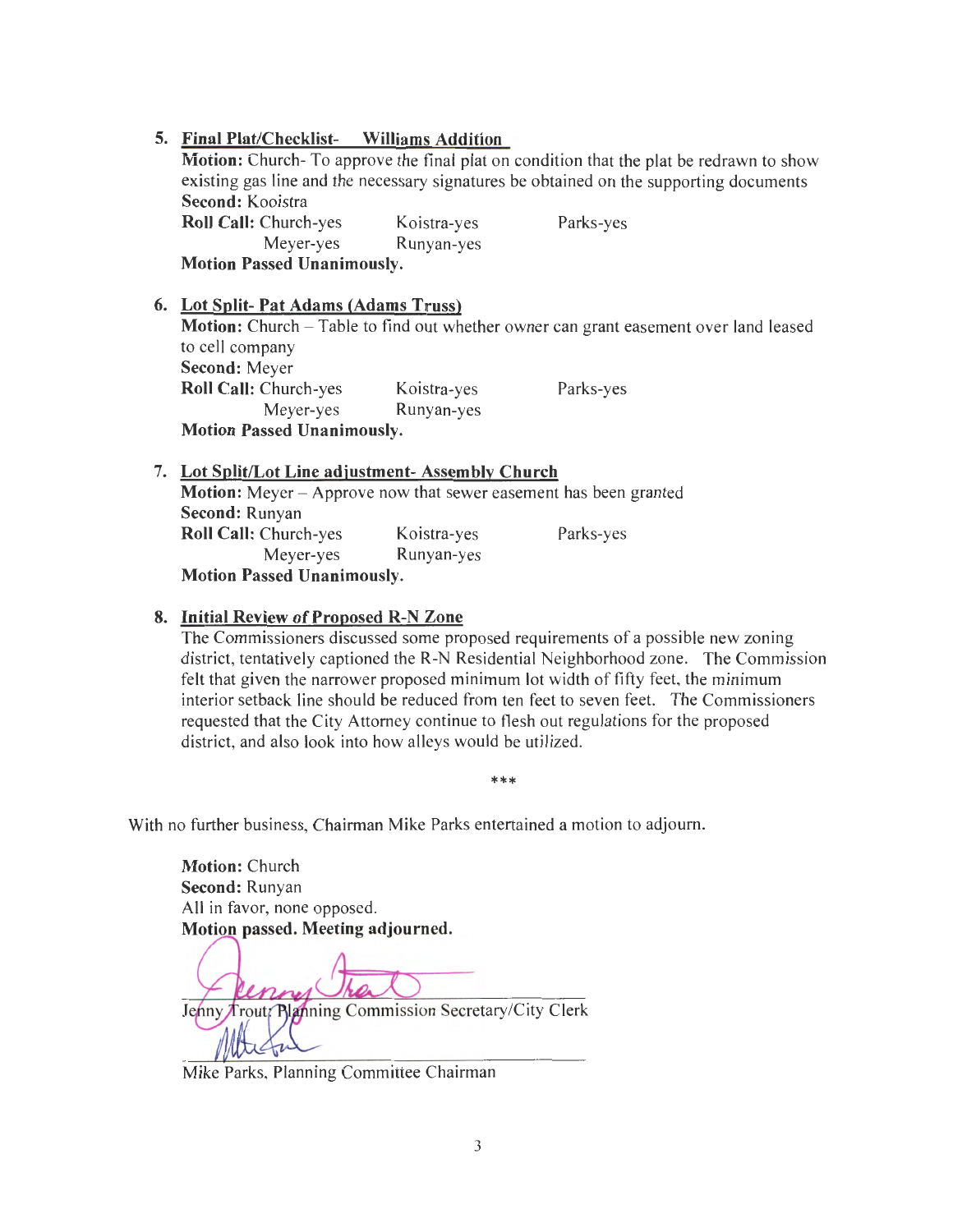5. **Final Plat/Checklist- Williams Addition**
   **Motion:** Church- To approve the final plat on condition that the plat be redrawn to show existing gas line and the necessary signatures be obtained on the supporting documents
   **Second:** Kooistra
   **Roll Call:** Church-yes Koistra-yes Parks-yes
   Meyer-yes Runyan-yes
   **Motion Passed Unanimously.**

6. **Lot Split- Pat Adams (Adams Truss)**
   **Motion:** Church – Table to find out whether owner can grant easement over land leased to cell company
   **Second:** Meyer
   **Roll Call:** Church-yes Koistra-yes Parks-yes
   Meyer-yes Runyan-yes
   **Motion Passed Unanimously.**

7. **Lot Split/Lot Line adjustment- Assembly Church**
   **Motion:** Meyer – Approve now that sewer easement has been granted
   **Second:** Runyan
   **Roll Call:** Church-yes Koistra-yes Parks-yes
   Meyer-yes Runyan-yes
   **Motion Passed Unanimously.**

8. **Initial Review of Proposed R-N Zone**
   The Commissioners discussed some proposed requirements of a possible new zoning district, tentatively captioned the R-N Residential Neighborhood zone. The Commission felt that given the narrower proposed minimum lot width of fifty feet, the minimum interior setback line should be reduced from ten feet to seven feet. The Commissioners requested that the City Attorney continue to flesh out regulations for the proposed district, and also look into how alleys would be utilized.

***

With no further business, Chairman Mike Parks entertained a motion to adjourn.

**Motion:** Church
**Second:** Runyan
All in favor, none opposed.
**Motion passed. Meeting adjourned.**

Jenny Trout, Planning Commission Secretary/City Clerk

Mike Parks, Planning Committee Chairman